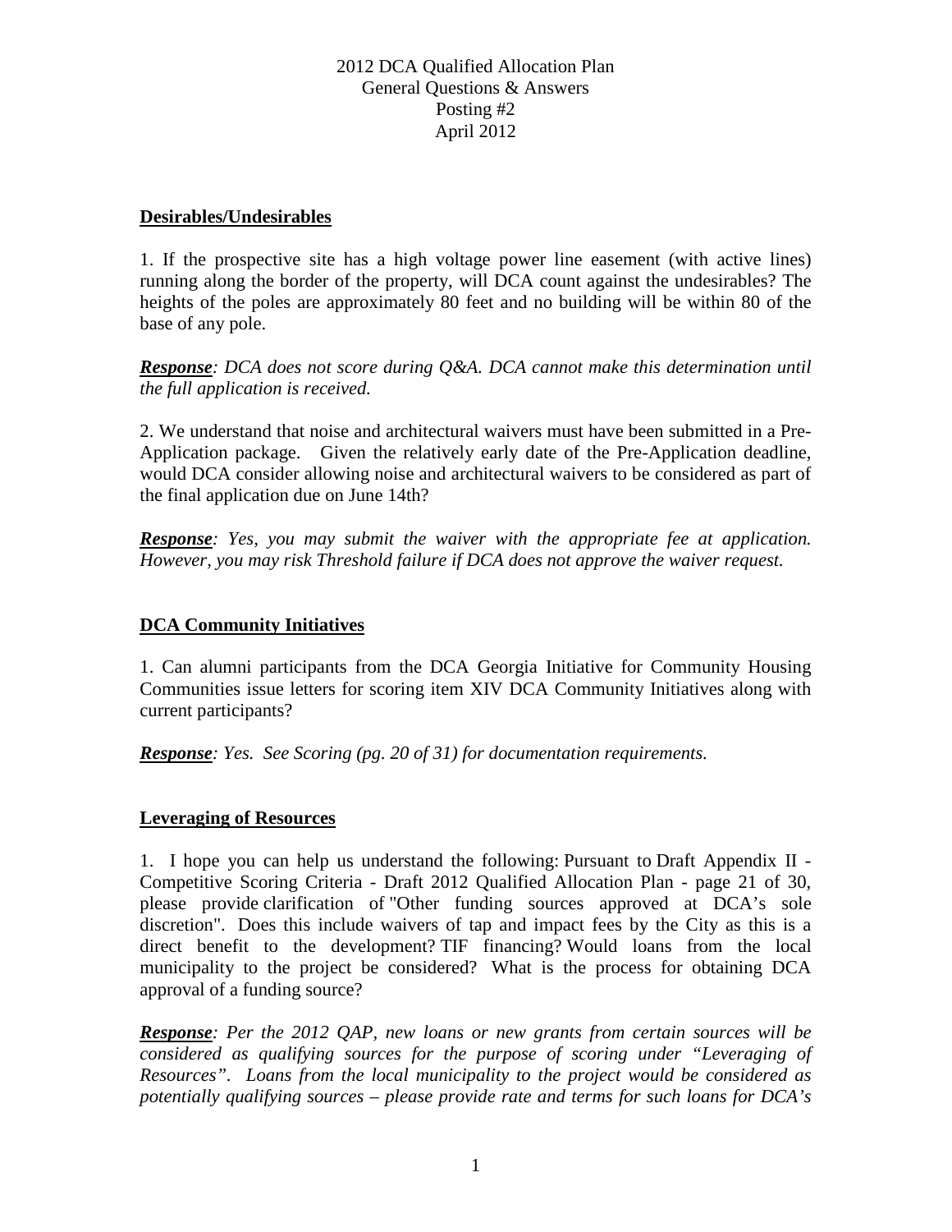# 2012 DCA Qualified Allocation Plan
## General Questions & Answers
### Posting #2
### April 2012

**Desirables/Undesirables**

1. If the prospective site has a high voltage power line easement (with active lines) running along the border of the property, will DCA count against the undesirables? The heights of the poles are approximately 80 feet and no building will be within 80 of the base of any pole.

***Response**: DCA does not score during Q&A. DCA cannot make this determination until the full application is received.*

2. We understand that noise and architectural waivers must have been submitted in a Pre-Application package. Given the relatively early date of the Pre-Application deadline, would DCA consider allowing noise and architectural waivers to be considered as part of the final application due on June 14th?

***Response**: Yes, you may submit the waiver with the appropriate fee at application. However, you may risk Threshold failure if DCA does not approve the waiver request.*

**DCA Community Initiatives**

1. Can alumni participants from the DCA Georgia Initiative for Community Housing Communities issue letters for scoring item XIV DCA Community Initiatives along with current participants?

***Response**: Yes. See Scoring (pg. 20 of 31) for documentation requirements.*

**Leveraging of Resources**

1. I hope you can help us understand the following: Pursuant to Draft Appendix II - Competitive Scoring Criteria - Draft 2012 Qualified Allocation Plan - page 21 of 30, please provide clarification of "Other funding sources approved at DCA's sole discretion". Does this include waivers of tap and impact fees by the City as this is a direct benefit to the development? TIF financing? Would loans from the local municipality to the project be considered? What is the process for obtaining DCA approval of a funding source?

***Response**: Per the 2012 QAP, new loans or new grants from certain sources will be considered as qualifying sources for the purpose of scoring under "Leveraging of Resources". Loans from the local municipality to the project would be considered as potentially qualifying sources – please provide rate and terms for such loans for DCA's*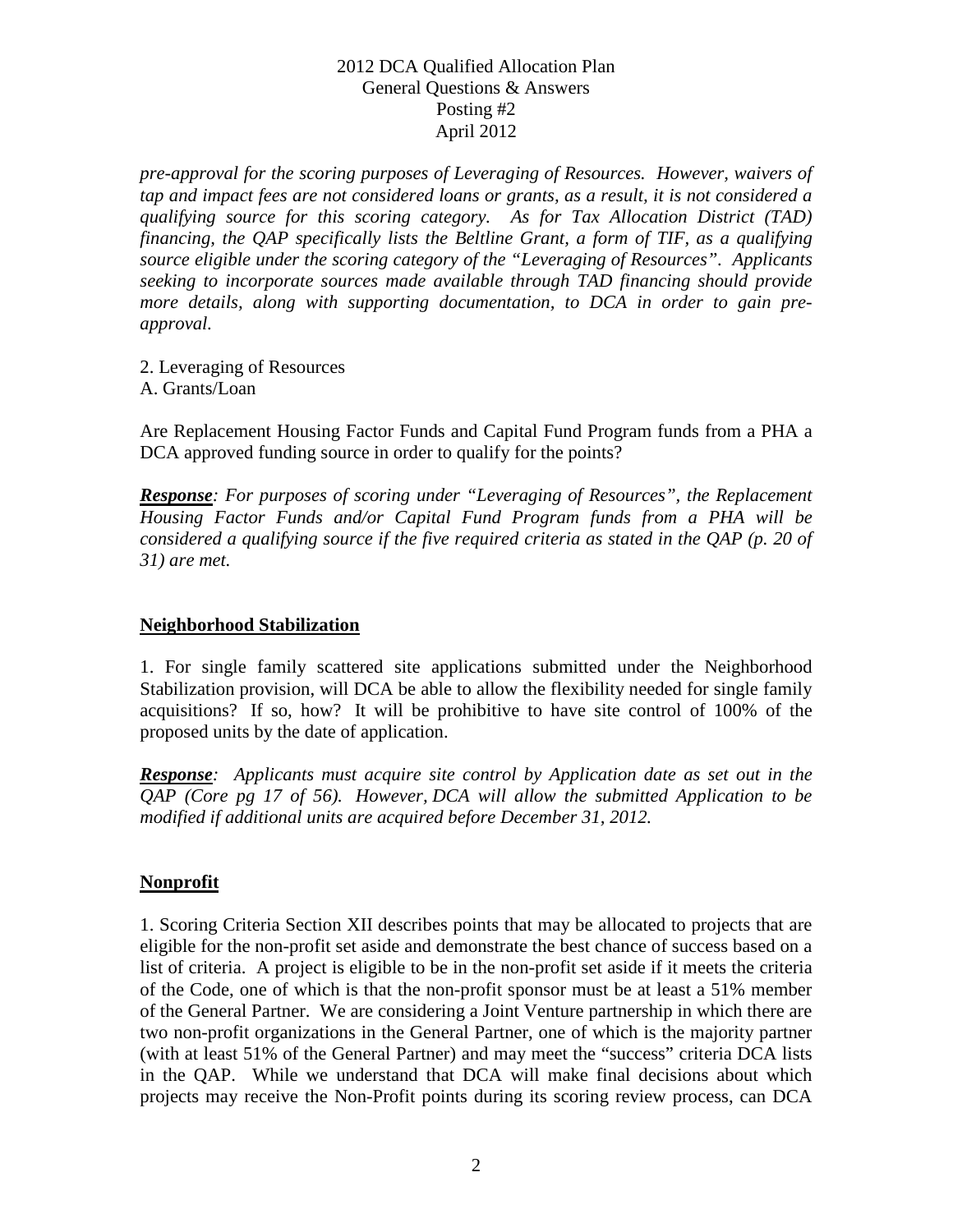*pre-approval for the scoring purposes of Leveraging of Resources. However, waivers of tap and impact fees are not considered loans or grants, as a result, it is not considered a qualifying source for this scoring category. As for Tax Allocation District (TAD) financing, the QAP specifically lists the Beltline Grant, a form of TIF, as a qualifying source eligible under the scoring category of the "Leveraging of Resources". Applicants seeking to incorporate sources made available through TAD financing should provide more details, along with supporting documentation, to DCA in order to gain pre-approval.*

2. Leveraging of Resources
A. Grants/Loan

Are Replacement Housing Factor Funds and Capital Fund Program funds from a PHA a DCA approved funding source in order to qualify for the points?

***Response****: For purposes of scoring under "Leveraging of Resources", the Replacement Housing Factor Funds and/or Capital Fund Program funds from a PHA will be considered a qualifying source if the five required criteria as stated in the QAP (p. 20 of 31) are met.*

## Neighborhood Stabilization

1. For single family scattered site applications submitted under the Neighborhood Stabilization provision, will DCA be able to allow the flexibility needed for single family acquisitions? If so, how? It will be prohibitive to have site control of 100% of the proposed units by the date of application.

***Response****: Applicants must acquire site control by Application date as set out in the QAP (Core pg 17 of 56). However, DCA will allow the submitted Application to be modified if additional units are acquired before December 31, 2012.*

## Nonprofit

1. Scoring Criteria Section XII describes points that may be allocated to projects that are eligible for the non-profit set aside and demonstrate the best chance of success based on a list of criteria. A project is eligible to be in the non-profit set aside if it meets the criteria of the Code, one of which is that the non-profit sponsor must be at least a 51% member of the General Partner. We are considering a Joint Venture partnership in which there are two non-profit organizations in the General Partner, one of which is the majority partner (with at least 51% of the General Partner) and may meet the "success" criteria DCA lists in the QAP. While we understand that DCA will make final decisions about which projects may receive the Non-Profit points during its scoring review process, can DCA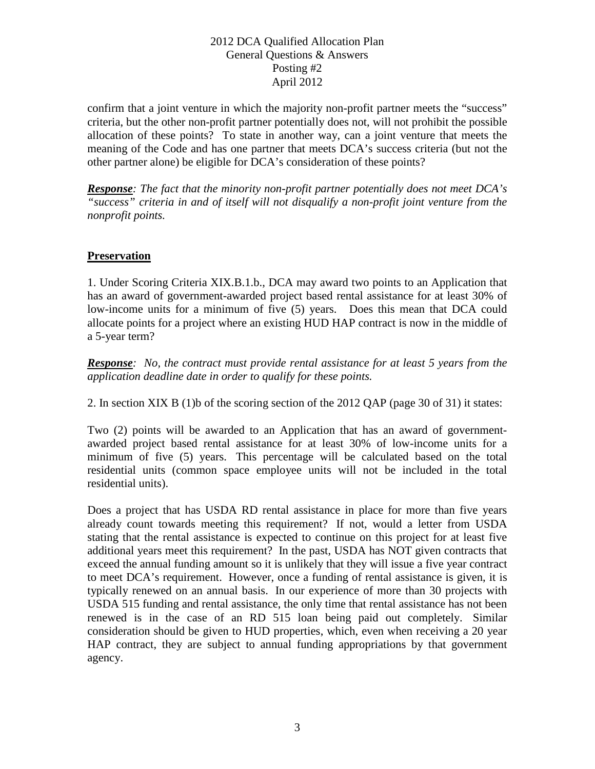confirm that a joint venture in which the majority non-profit partner meets the "success" criteria, but the other non-profit partner potentially does not, will not prohibit the possible allocation of these points? To state in another way, can a joint venture that meets the meaning of the Code and has one partner that meets DCA's success criteria (but not the other partner alone) be eligible for DCA's consideration of these points?

***Response**: The fact that the minority non-profit partner potentially does not meet DCA's "success" criteria in and of itself will not disqualify a non-profit joint venture from the nonprofit points.*

**Preservation**

1. Under Scoring Criteria XIX.B.1.b., DCA may award two points to an Application that has an award of government-awarded project based rental assistance for at least 30% of low-income units for a minimum of five (5) years. Does this mean that DCA could allocate points for a project where an existing HUD HAP contract is now in the middle of a 5-year term?

***Response**: No, the contract must provide rental assistance for at least 5 years from the application deadline date in order to qualify for these points.*

2. In section XIX B (1)b of the scoring section of the 2012 QAP (page 30 of 31) it states:

Two (2) points will be awarded to an Application that has an award of government-awarded project based rental assistance for at least 30% of low-income units for a minimum of five (5) years. This percentage will be calculated based on the total residential units (common space employee units will not be included in the total residential units).

Does a project that has USDA RD rental assistance in place for more than five years already count towards meeting this requirement? If not, would a letter from USDA stating that the rental assistance is expected to continue on this project for at least five additional years meet this requirement? In the past, USDA has NOT given contracts that exceed the annual funding amount so it is unlikely that they will issue a five year contract to meet DCA's requirement. However, once a funding of rental assistance is given, it is typically renewed on an annual basis. In our experience of more than 30 projects with USDA 515 funding and rental assistance, the only time that rental assistance has not been renewed is in the case of an RD 515 loan being paid out completely. Similar consideration should be given to HUD properties, which, even when receiving a 20 year HAP contract, they are subject to annual funding appropriations by that government agency.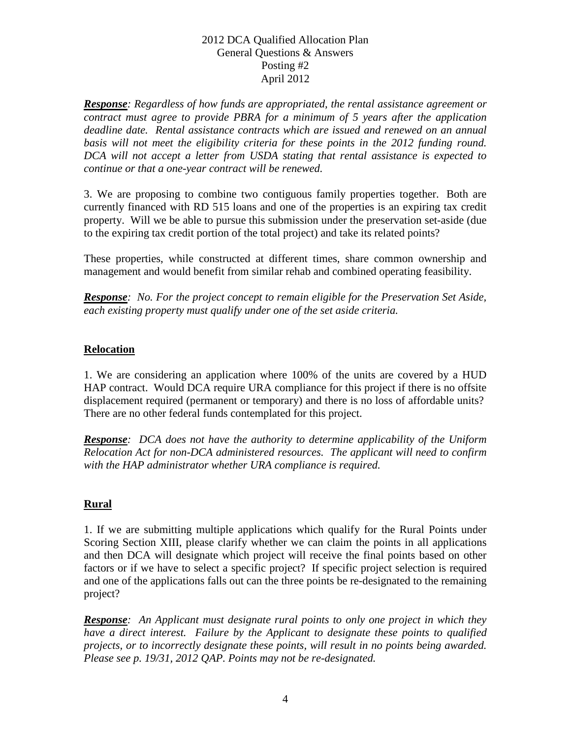***Response**: Regardless of how funds are appropriated, the rental assistance agreement or contract must agree to provide PBRA for a minimum of 5 years after the application deadline date. Rental assistance contracts which are issued and renewed on an annual basis will not meet the eligibility criteria for these points in the 2012 funding round. DCA will not accept a letter from USDA stating that rental assistance is expected to continue or that a one-year contract will be renewed.*

3. We are proposing to combine two contiguous family properties together. Both are currently financed with RD 515 loans and one of the properties is an expiring tax credit property. Will we be able to pursue this submission under the preservation set-aside (due to the expiring tax credit portion of the total project) and take its related points?

These properties, while constructed at different times, share common ownership and management and would benefit from similar rehab and combined operating feasibility.

***Response**: No. For the project concept to remain eligible for the Preservation Set Aside, each existing property must qualify under one of the set aside criteria.*

## Relocation

1. We are considering an application where 100% of the units are covered by a HUD HAP contract. Would DCA require URA compliance for this project if there is no offsite displacement required (permanent or temporary) and there is no loss of affordable units? There are no other federal funds contemplated for this project.

***Response**: DCA does not have the authority to determine applicability of the Uniform Relocation Act for non-DCA administered resources. The applicant will need to confirm with the HAP administrator whether URA compliance is required.*

## Rural

1. If we are submitting multiple applications which qualify for the Rural Points under Scoring Section XIII, please clarify whether we can claim the points in all applications and then DCA will designate which project will receive the final points based on other factors or if we have to select a specific project? If specific project selection is required and one of the applications falls out can the three points be re-designated to the remaining project?

***Response**: An Applicant must designate rural points to only one project in which they have a direct interest. Failure by the Applicant to designate these points to qualified projects, or to incorrectly designate these points, will result in no points being awarded. Please see p. 19/31, 2012 QAP. Points may not be re-designated.*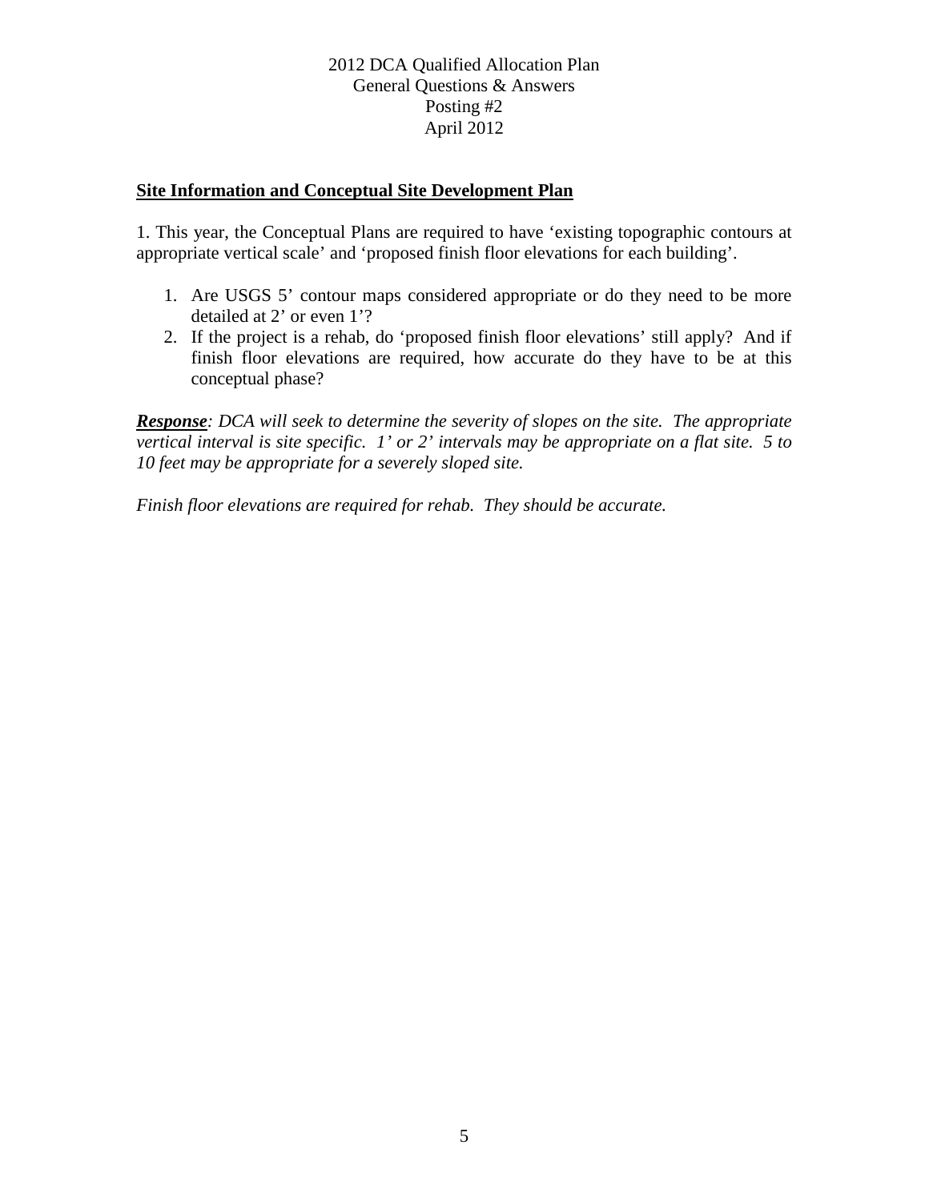2012 DCA Qualified Allocation Plan
General Questions & Answers
Posting #2
April 2012

**Site Information and Conceptual Site Development Plan**

1. This year, the Conceptual Plans are required to have 'existing topographic contours at appropriate vertical scale' and 'proposed finish floor elevations for each building'.

1. Are USGS 5' contour maps considered appropriate or do they need to be more detailed at 2' or even 1'?
2. If the project is a rehab, do 'proposed finish floor elevations' still apply? And if finish floor elevations are required, how accurate do they have to be at this conceptual phase?

***Response**: DCA will seek to determine the severity of slopes on the site. The appropriate vertical interval is site specific. 1' or 2' intervals may be appropriate on a flat site. 5 to 10 feet may be appropriate for a severely sloped site.*

*Finish floor elevations are required for rehab. They should be accurate.*